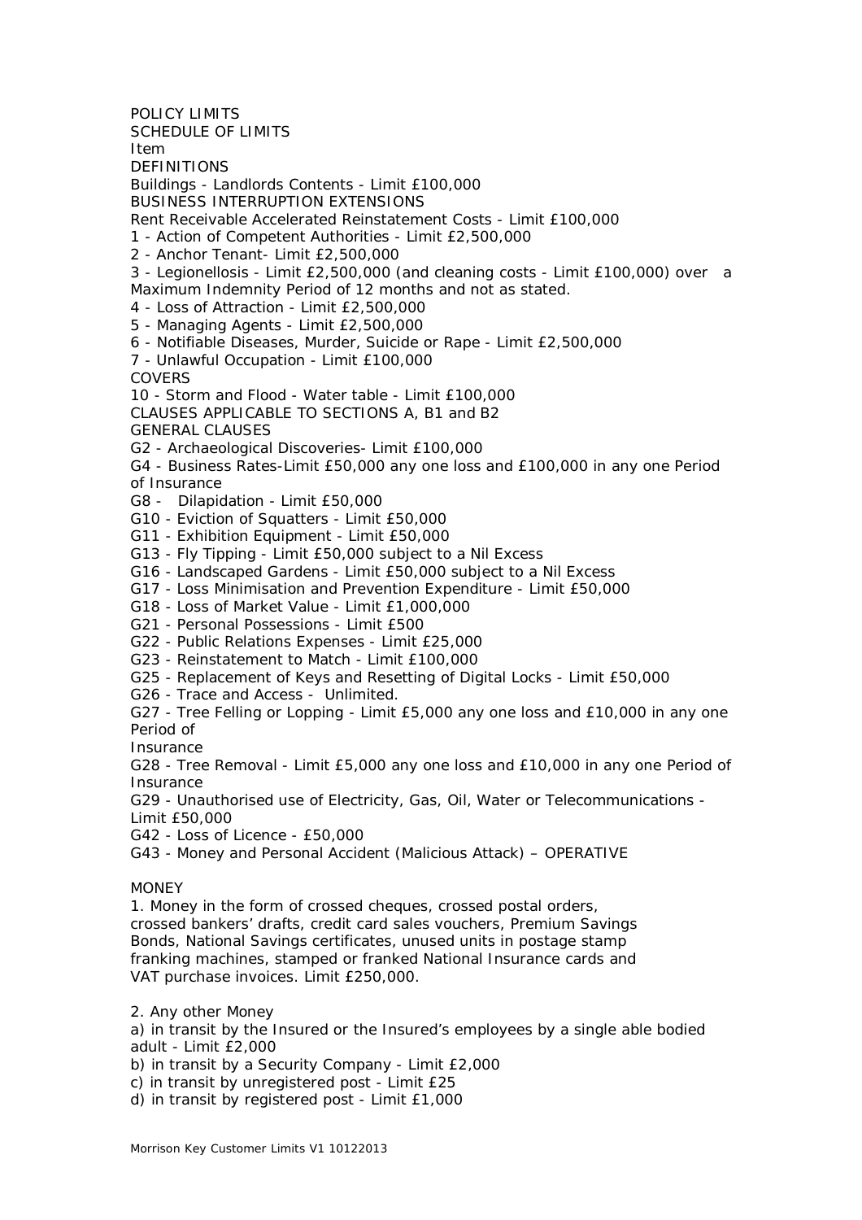POLICY LIMITS

SCHEDULE OF LIMITS

Item

DEFINITIONS

Buildings - Landlords Contents - Limit £100,000

BUSINESS INTERRUPTION EXTENSIONS

Rent Receivable Accelerated Reinstatement Costs - Limit £100,000

1 - Action of Competent Authorities - Limit £2,500,000

2 - Anchor Tenant- Limit £2,500,000

3 - Legionellosis - Limit £2,500,000 (and cleaning costs - Limit £100,000) over a Maximum Indemnity Period of 12 months and not as stated.

4 - Loss of Attraction - Limit £2,500,000

5 - Managing Agents - Limit £2,500,000

6 - Notifiable Diseases, Murder, Suicide or Rape - Limit £2,500,000

7 - Unlawful Occupation - Limit £100,000

COVERS

10 - Storm and Flood - Water table - Limit £100,000

CLAUSES APPLICABLE TO SECTIONS A, B1 and B2

GENERAL CLAUSES

G2 - Archaeological Discoveries- Limit £100,000

G4 - Business Rates-Limit £50,000 any one loss and £100,000 in any one Period of Insurance

G8 - Dilapidation - Limit £50,000

G10 - Eviction of Squatters - Limit £50,000

G11 - Exhibition Equipment - Limit £50,000

G13 - Fly Tipping - Limit £50,000 subject to a Nil Excess

G16 - Landscaped Gardens - Limit £50,000 subject to a Nil Excess

G17 - Loss Minimisation and Prevention Expenditure - Limit £50,000

G18 - Loss of Market Value - Limit £1,000,000

G21 - Personal Possessions - Limit £500

G22 - Public Relations Expenses - Limit £25,000

G23 - Reinstatement to Match - Limit £100,000

G25 - Replacement of Keys and Resetting of Digital Locks - Limit £50,000

G26 - Trace and Access - Unlimited.

G27 - Tree Felling or Lopping - Limit £5,000 any one loss and £10,000 in any one Period of Insurance

G28 - Tree Removal - Limit £5,000 any one loss and £10,000 in any one Period of Insurance

G29 - Unauthorised use of Electricity, Gas, Oil, Water or Telecommunications - Limit £50,000

G42 - Loss of Licence - £50,000

G43 - Money and Personal Accident (Malicious Attack) – OPERATIVE

MONEY

1. Money in the form of crossed cheques, crossed postal orders, crossed bankers' drafts, credit card sales vouchers, Premium Savings Bonds, National Savings certificates, unused units in postage stamp franking machines, stamped or franked National Insurance cards and VAT purchase invoices. Limit £250,000.

2. Any other Money

a) in transit by the Insured or the Insured's employees by a single able bodied adult - Limit £2,000

b) in transit by a Security Company - Limit £2,000

c) in transit by unregistered post - Limit £25

d) in transit by registered post - Limit £1,000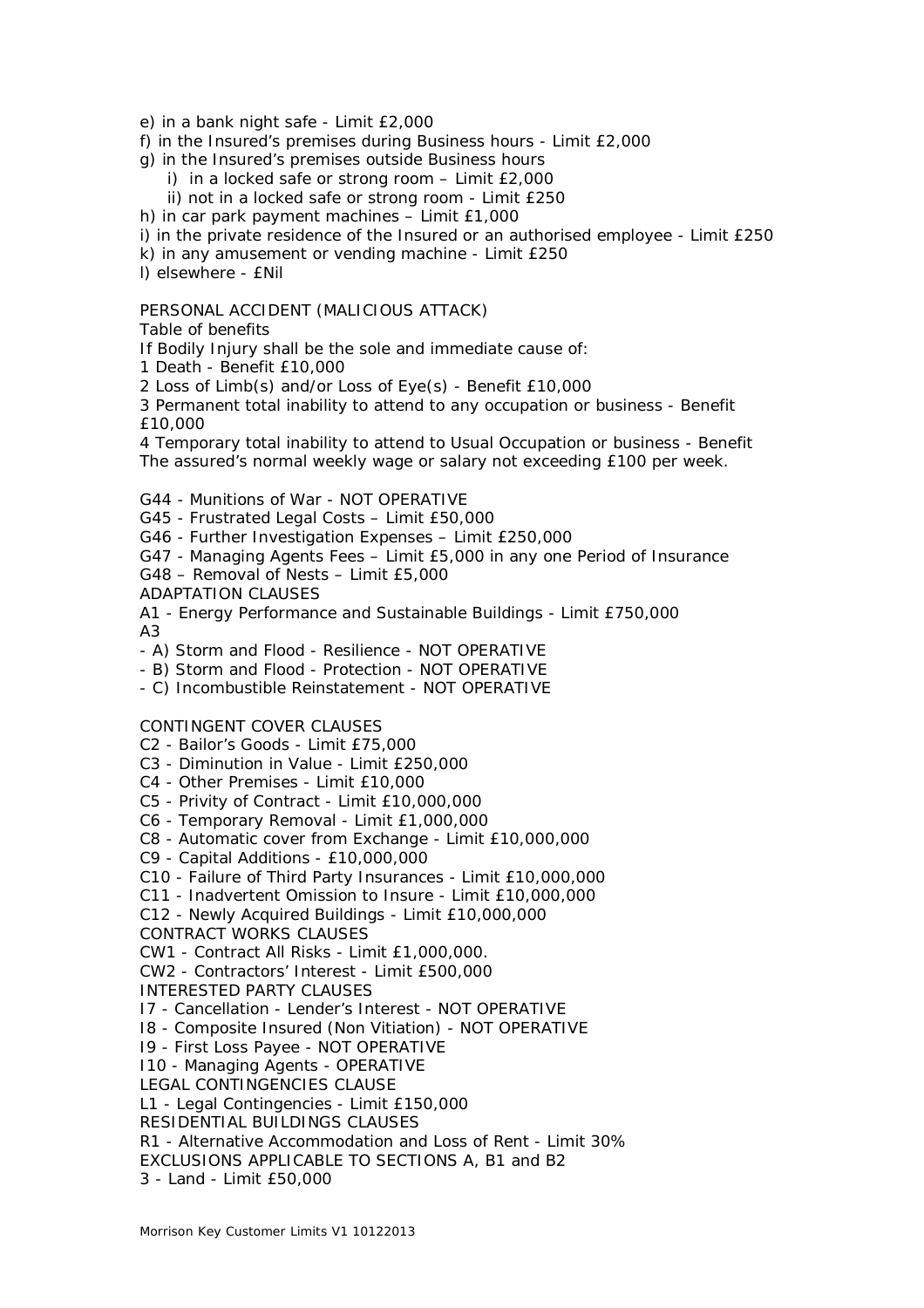e) in a bank night safe - Limit £2,000
f) in the Insured's premises during Business hours - Limit £2,000
g) in the Insured's premises outside Business hours
  i) in a locked safe or strong room – Limit £2,000
  ii) not in a locked safe or strong room - Limit £250
h) in car park payment machines – Limit £1,000
i) in the private residence of the Insured or an authorised employee - Limit £250
k) in any amusement or vending machine - Limit £250
l) elsewhere - £Nil

PERSONAL ACCIDENT (MALICIOUS ATTACK)
Table of benefits
If Bodily Injury shall be the sole and immediate cause of:
1 Death - Benefit £10,000
2 Loss of Limb(s) and/or Loss of Eye(s) - Benefit £10,000
3 Permanent total inability to attend to any occupation or business - Benefit £10,000
4 Temporary total inability to attend to Usual Occupation or business - Benefit The assured's normal weekly wage or salary not exceeding £100 per week.

G44 - Munitions of War - NOT OPERATIVE
G45 - Frustrated Legal Costs – Limit £50,000
G46 - Further Investigation Expenses – Limit £250,000
G47 - Managing Agents Fees – Limit £5,000 in any one Period of Insurance
G48 – Removal of Nests – Limit £5,000
ADAPTATION CLAUSES
A1 - Energy Performance and Sustainable Buildings - Limit £750,000
A3
- A) Storm and Flood - Resilience - NOT OPERATIVE
- B) Storm and Flood - Protection - NOT OPERATIVE
- C) Incombustible Reinstatement - NOT OPERATIVE

CONTINGENT COVER CLAUSES
C2 - Bailor's Goods - Limit £75,000
C3 - Diminution in Value - Limit £250,000
C4 - Other Premises - Limit £10,000
C5 - Privity of Contract - Limit £10,000,000
C6 - Temporary Removal - Limit £1,000,000
C8 - Automatic cover from Exchange - Limit £10,000,000
C9 - Capital Additions - £10,000,000
C10 - Failure of Third Party Insurances - Limit £10,000,000
C11 - Inadvertent Omission to Insure - Limit £10,000,000
C12 - Newly Acquired Buildings - Limit £10,000,000
CONTRACT WORKS CLAUSES
CW1 - Contract All Risks - Limit £1,000,000.
CW2 - Contractors' Interest - Limit £500,000
INTERESTED PARTY CLAUSES
I7 - Cancellation - Lender's Interest - NOT OPERATIVE
I8 - Composite Insured (Non Vitiation) - NOT OPERATIVE
I9 - First Loss Payee - NOT OPERATIVE
I10 - Managing Agents - OPERATIVE
LEGAL CONTINGENCIES CLAUSE
L1 - Legal Contingencies - Limit £150,000
RESIDENTIAL BUILDINGS CLAUSES
R1 - Alternative Accommodation and Loss of Rent - Limit 30%
EXCLUSIONS APPLICABLE TO SECTIONS A, B1 and B2
3 - Land - Limit £50,000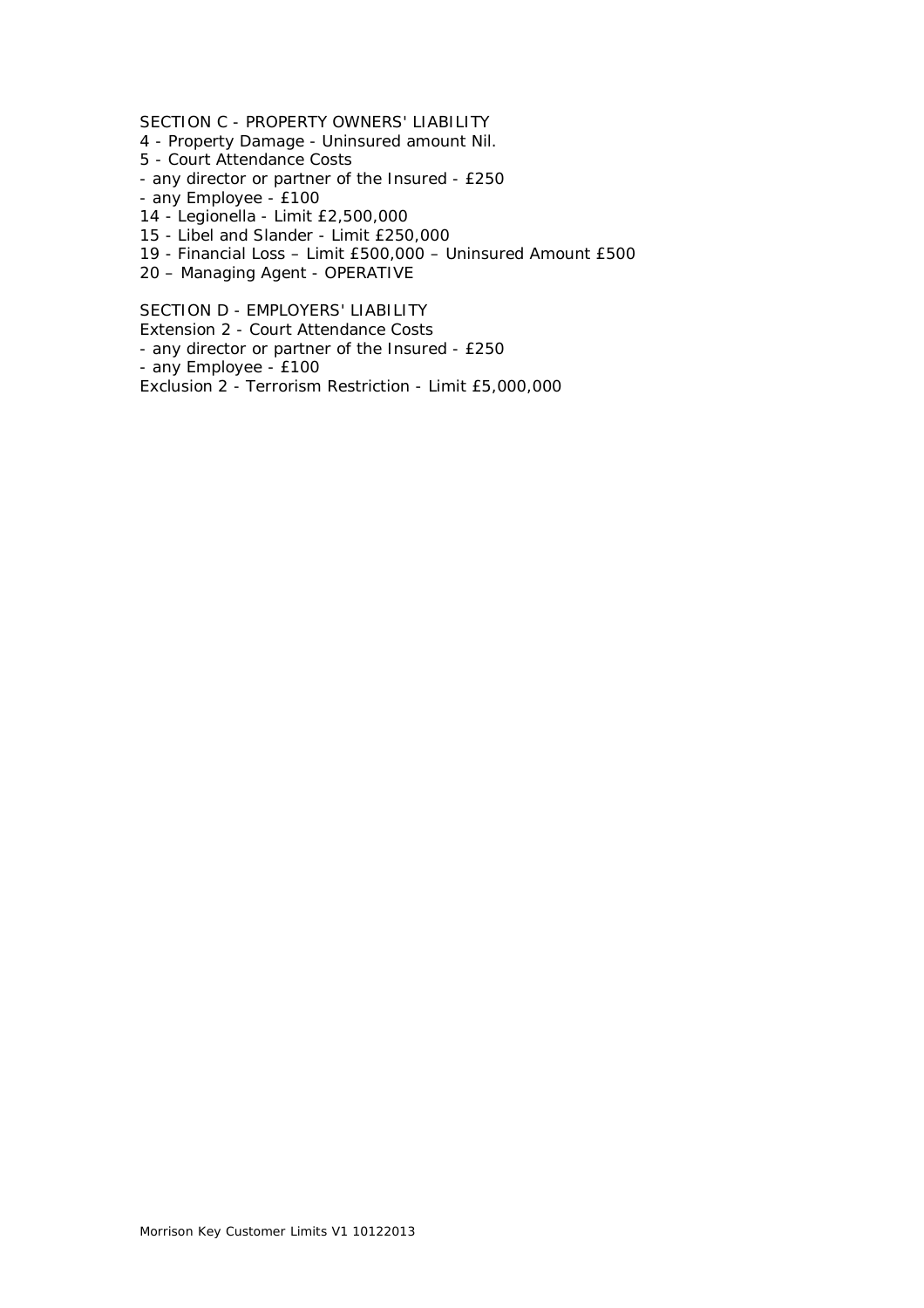SECTION C - PROPERTY OWNERS' LIABILITY

4 - Property Damage - Uninsured amount Nil.

5 - Court Attendance Costs

- any director or partner of the Insured - £250
- any Employee - £100

14 - Legionella - Limit £2,500,000

15 - Libel and Slander - Limit £250,000

19 - Financial Loss – Limit £500,000 – Uninsured Amount £500

20 – Managing Agent - OPERATIVE

SECTION D - EMPLOYERS' LIABILITY

Extension 2 - Court Attendance Costs

- any director or partner of the Insured - £250
- any Employee - £100

Exclusion 2 - Terrorism Restriction - Limit £5,000,000